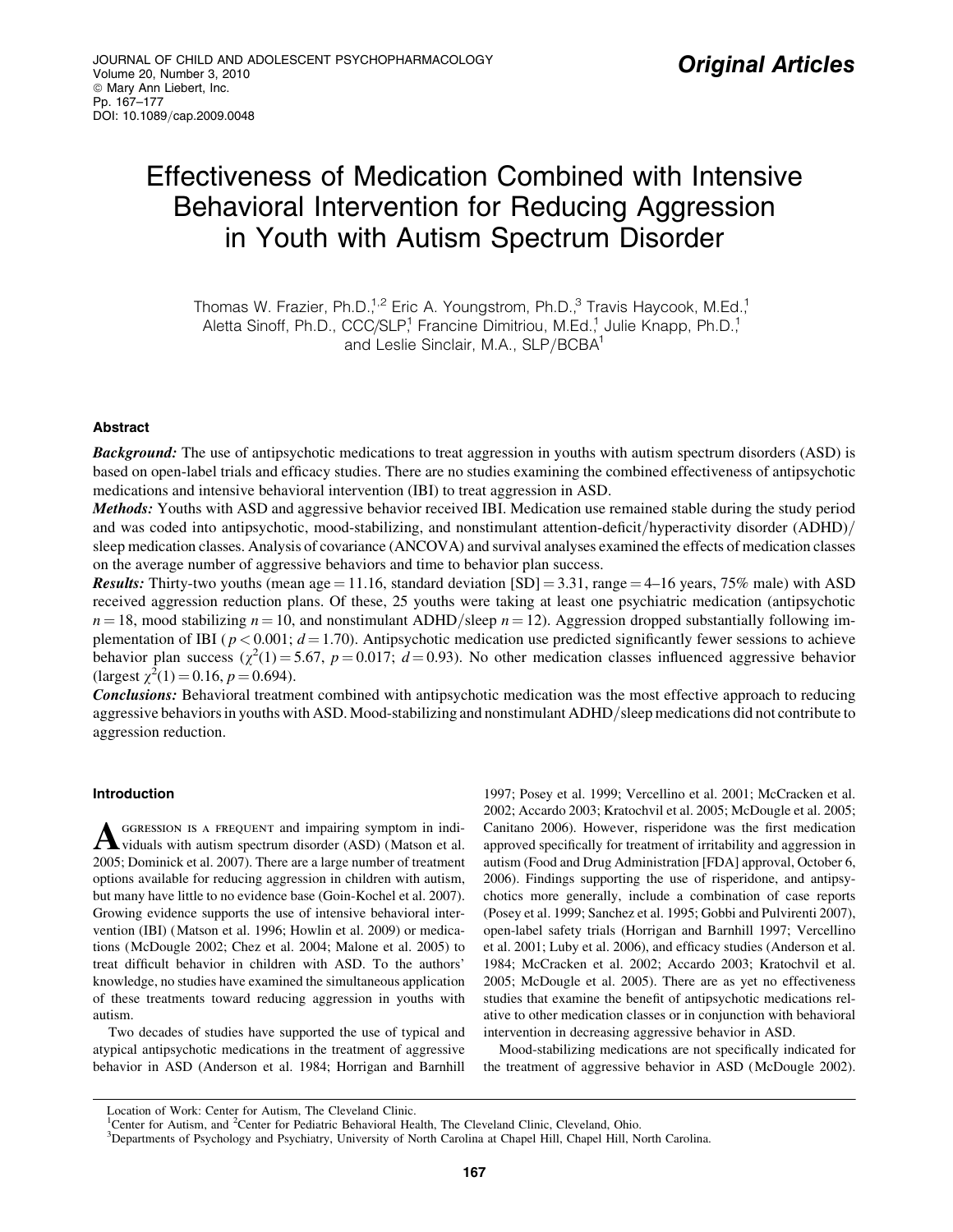Original Articles

# Effectiveness of Medication Combined with Intensive Behavioral Intervention for Reducing Aggression in Youth with Autism Spectrum Disorder

Thomas W. Frazier, Ph.D.,[1,2] Eric A. Youngstrom, Ph.D.,[3] Travis Haycook, M.Ed.,[1] Aletta Sinoff, Ph.D., CCC/SLP,[1] Francine Dimitriou, M.Ed.,[1] Julie Knapp, Ph.D.,[1] and Leslie Sinclair, M.A., SLP/BCBA[1]

## Abstract

***Background:*** The use of antipsychotic medications to treat aggression in youths with autism spectrum disorders (ASD) is based on open-label trials and efficacy studies. There are no studies examining the combined effectiveness of antipsychotic medications and intensive behavioral intervention (IBI) to treat aggression in ASD.

***Methods:*** Youths with ASD and aggressive behavior received IBI. Medication use remained stable during the study period and was coded into antipsychotic, mood-stabilizing, and nonstimulant attention-deficit/hyperactivity disorder (ADHD)/sleep medication classes. Analysis of covariance (ANCOVA) and survival analyses examined the effects of medication classes on the average number of aggressive behaviors and time to behavior plan success.

***Results:*** Thirty-two youths (mean age = 11.16, standard deviation [SD] = 3.31, range = 4–16 years, 75% male) with ASD received aggression reduction plans. Of these, 25 youths were taking at least one psychiatric medication (antipsychotic $n = 18$, mood stabilizing $n = 10$, and nonstimulant ADHD/sleep $n = 12$). Aggression dropped substantially following implementation of IBI ($p < 0.001$; $d = 1.70$). Antipsychotic medication use predicted significantly fewer sessions to achieve behavior plan success ($\chi^2(1) = 5.67$, $p = 0.017$; $d = 0.93$). No other medication classes influenced aggressive behavior (largest $\chi^2(1) = 0.16$, $p = 0.694$).

***Conclusions:*** Behavioral treatment combined with antipsychotic medication was the most effective approach to reducing aggressive behaviors in youths with ASD. Mood-stabilizing and nonstimulant ADHD/sleep medications did not contribute to aggression reduction.

## Introduction

Aggression is a frequent and impairing symptom in individuals with autism spectrum disorder (ASD) (Matson et al. 2005; Dominick et al. 2007). There are a large number of treatment options available for reducing aggression in children with autism, but many have little to no evidence base (Goin-Kochel et al. 2007). Growing evidence supports the use of intensive behavioral intervention (IBI) (Matson et al. 1996; Howlin et al. 2009) or medications (McDougle 2002; Chez et al. 2004; Malone et al. 2005) to treat difficult behavior in children with ASD. To the authors' knowledge, no studies have examined the simultaneous application of these treatments toward reducing aggression in youths with autism.

Two decades of studies have supported the use of typical and atypical antipsychotic medications in the treatment of aggressive behavior in ASD (Anderson et al. 1984; Horrigan and Barnhill 1997; Posey et al. 1999; Vercellino et al. 2001; McCracken et al. 2002; Accardo 2003; Kratochvil et al. 2005; McDougle et al. 2005; Canitano 2006). However, risperidone was the first medication approved specifically for treatment of irritability and aggression in autism (Food and Drug Administration [FDA] approval, October 6, 2006). Findings supporting the use of risperidone, and antipsychotics more generally, include a combination of case reports (Posey et al. 1999; Sanchez et al. 1995; Gobbi and Pulvirenti 2007), open-label safety trials (Horrigan and Barnhill 1997; Vercellino et al. 2001; Luby et al. 2006), and efficacy studies (Anderson et al. 1984; McCracken et al. 2002; Accardo 2003; Kratochvil et al. 2005; McDougle et al. 2005). There are as yet no effectiveness studies that examine the benefit of antipsychotic medications relative to other medication classes or in conjunction with behavioral intervention in decreasing aggressive behavior in ASD.

Mood-stabilizing medications are not specifically indicated for the treatment of aggressive behavior in ASD (McDougle 2002).

Location of Work: Center for Autism, The Cleveland Clinic.
[1]Center for Autism, and [2]Center for Pediatric Behavioral Health, The Cleveland Clinic, Cleveland, Ohio.
[3]Departments of Psychology and Psychiatry, University of North Carolina at Chapel Hill, Chapel Hill, North Carolina.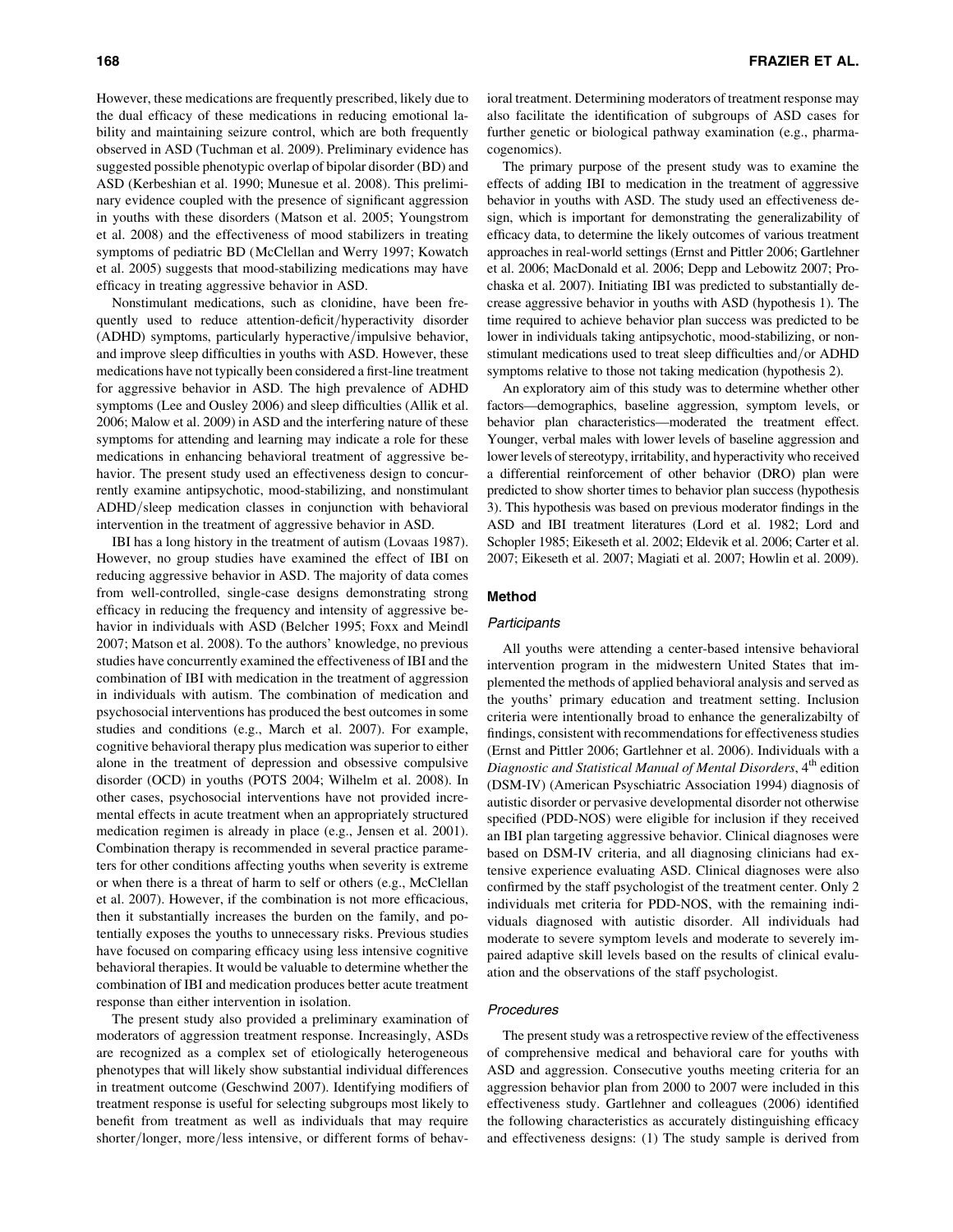However, these medications are frequently prescribed, likely due to the dual efficacy of these medications in reducing emotional lability and maintaining seizure control, which are both frequently observed in ASD (Tuchman et al. 2009). Preliminary evidence has suggested possible phenotypic overlap of bipolar disorder (BD) and ASD (Kerbeshian et al. 1990; Munesue et al. 2008). This preliminary evidence coupled with the presence of significant aggression in youths with these disorders (Matson et al. 2005; Youngstrom et al. 2008) and the effectiveness of mood stabilizers in treating symptoms of pediatric BD (McClellan and Werry 1997; Kowatch et al. 2005) suggests that mood-stabilizing medications may have efficacy in treating aggressive behavior in ASD.

Nonstimulant medications, such as clonidine, have been frequently used to reduce attention-deficit/hyperactivity disorder (ADHD) symptoms, particularly hyperactive/impulsive behavior, and improve sleep difficulties in youths with ASD. However, these medications have not typically been considered a first-line treatment for aggressive behavior in ASD. The high prevalence of ADHD symptoms (Lee and Ousley 2006) and sleep difficulties (Allik et al. 2006; Malow et al. 2009) in ASD and the interfering nature of these symptoms for attending and learning may indicate a role for these medications in enhancing behavioral treatment of aggressive behavior. The present study used an effectiveness design to concurrently examine antipsychotic, mood-stabilizing, and nonstimulant ADHD/sleep medication classes in conjunction with behavioral intervention in the treatment of aggressive behavior in ASD.

IBI has a long history in the treatment of autism (Lovaas 1987). However, no group studies have examined the effect of IBI on reducing aggressive behavior in ASD. The majority of data comes from well-controlled, single-case designs demonstrating strong efficacy in reducing the frequency and intensity of aggressive behavior in individuals with ASD (Belcher 1995; Foxx and Meindl 2007; Matson et al. 2008). To the authors' knowledge, no previous studies have concurrently examined the effectiveness of IBI and the combination of IBI with medication in the treatment of aggression in individuals with autism. The combination of medication and psychosocial interventions has produced the best outcomes in some studies and conditions (e.g., March et al. 2007). For example, cognitive behavioral therapy plus medication was superior to either alone in the treatment of depression and obsessive compulsive disorder (OCD) in youths (POTS 2004; Wilhelm et al. 2008). In other cases, psychosocial interventions have not provided incremental effects in acute treatment when an appropriately structured medication regimen is already in place (e.g., Jensen et al. 2001). Combination therapy is recommended in several practice parameters for other conditions affecting youths when severity is extreme or when there is a threat of harm to self or others (e.g., McClellan et al. 2007). However, if the combination is not more efficacious, then it substantially increases the burden on the family, and potentially exposes the youths to unnecessary risks. Previous studies have focused on comparing efficacy using less intensive cognitive behavioral therapies. It would be valuable to determine whether the combination of IBI and medication produces better acute treatment response than either intervention in isolation.

The present study also provided a preliminary examination of moderators of aggression treatment response. Increasingly, ASDs are recognized as a complex set of etiologically heterogeneous phenotypes that will likely show substantial individual differences in treatment outcome (Geschwind 2007). Identifying modifiers of treatment response is useful for selecting subgroups most likely to benefit from treatment as well as individuals that may require shorter/longer, more/less intensive, or different forms of behavioral treatment. Determining moderators of treatment response may also facilitate the identification of subgroups of ASD cases for further genetic or biological pathway examination (e.g., pharmacogenomics).

The primary purpose of the present study was to examine the effects of adding IBI to medication in the treatment of aggressive behavior in youths with ASD. The study used an effectiveness design, which is important for demonstrating the generalizability of efficacy data, to determine the likely outcomes of various treatment approaches in real-world settings (Ernst and Pittler 2006; Gartlehner et al. 2006; MacDonald et al. 2006; Depp and Lebowitz 2007; Prochaska et al. 2007). Initiating IBI was predicted to substantially decrease aggressive behavior in youths with ASD (hypothesis 1). The time required to achieve behavior plan success was predicted to be lower in individuals taking antipsychotic, mood-stabilizing, or nonstimulant medications used to treat sleep difficulties and/or ADHD symptoms relative to those not taking medication (hypothesis 2).

An exploratory aim of this study was to determine whether other factors—demographics, baseline aggression, symptom levels, or behavior plan characteristics—moderated the treatment effect. Younger, verbal males with lower levels of baseline aggression and lower levels of stereotypy, irritability, and hyperactivity who received a differential reinforcement of other behavior (DRO) plan were predicted to show shorter times to behavior plan success (hypothesis 3). This hypothesis was based on previous moderator findings in the ASD and IBI treatment literatures (Lord et al. 1982; Lord and Schopler 1985; Eikeseth et al. 2002; Eldevik et al. 2006; Carter et al. 2007; Eikeseth et al. 2007; Magiati et al. 2007; Howlin et al. 2009).

## Method

### Participants

All youths were attending a center-based intensive behavioral intervention program in the midwestern United States that implemented the methods of applied behavioral analysis and served as the youths' primary education and treatment setting. Inclusion criteria were intentionally broad to enhance the generalizabilty of findings, consistent with recommendations for effectiveness studies (Ernst and Pittler 2006; Gartlehner et al. 2006). Individuals with a *Diagnostic and Statistical Manual of Mental Disorders*, 4th edition (DSM-IV) (American Psychiatric Association 1994) diagnosis of autistic disorder or pervasive developmental disorder not otherwise specified (PDD-NOS) were eligible for inclusion if they received an IBI plan targeting aggressive behavior. Clinical diagnoses were based on DSM-IV criteria, and all diagnosing clinicians had extensive experience evaluating ASD. Clinical diagnoses were also confirmed by the staff psychologist of the treatment center. Only 2 individuals met criteria for PDD-NOS, with the remaining individuals diagnosed with autistic disorder. All individuals had moderate to severe symptom levels and moderate to severely impaired adaptive skill levels based on the results of clinical evaluation and the observations of the staff psychologist.

### Procedures

The present study was a retrospective review of the effectiveness of comprehensive medical and behavioral care for youths with ASD and aggression. Consecutive youths meeting criteria for an aggression behavior plan from 2000 to 2007 were included in this effectiveness study. Gartlehner and colleagues (2006) identified the following characteristics as accurately distinguishing efficacy and effectiveness designs: (1) The study sample is derived from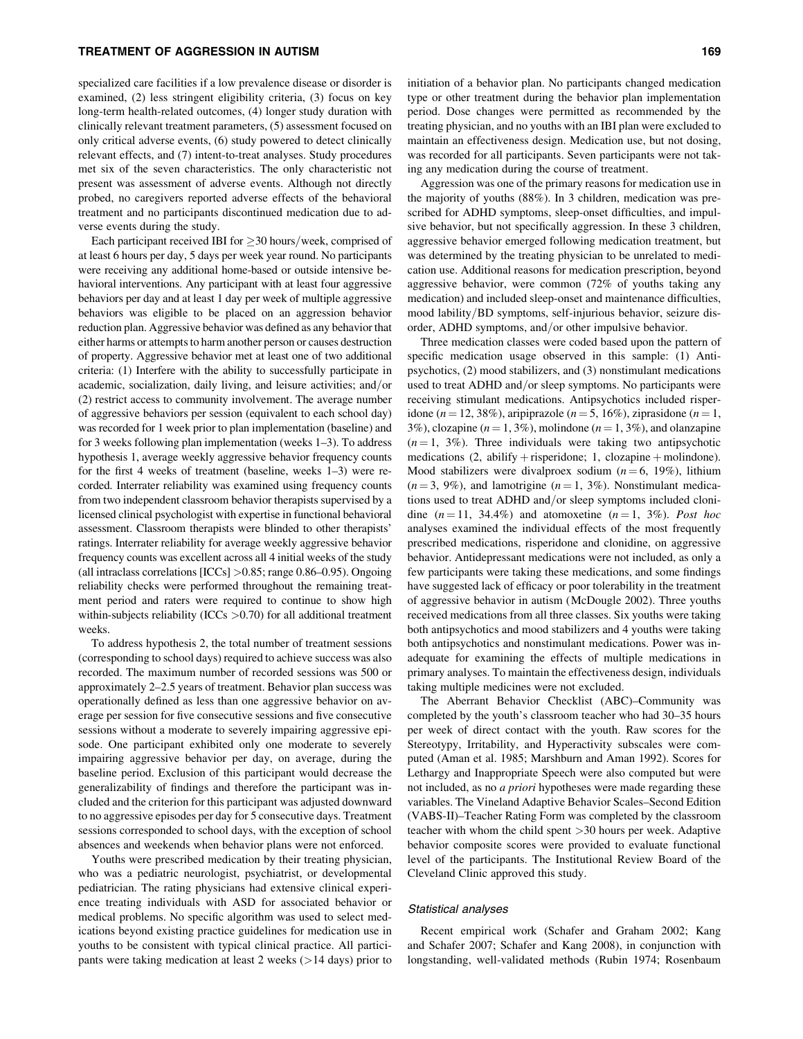specialized care facilities if a low prevalence disease or disorder is examined, (2) less stringent eligibility criteria, (3) focus on key long-term health-related outcomes, (4) longer study duration with clinically relevant treatment parameters, (5) assessment focused on only critical adverse events, (6) study powered to detect clinically relevant effects, and (7) intent-to-treat analyses. Study procedures met six of the seven characteristics. The only characteristic not present was assessment of adverse events. Although not directly probed, no caregivers reported adverse effects of the behavioral treatment and no participants discontinued medication due to adverse events during the study.

Each participant received IBI for ≥30 hours/week, comprised of at least 6 hours per day, 5 days per week year round. No participants were receiving any additional home-based or outside intensive behavioral interventions. Any participant with at least four aggressive behaviors per day and at least 1 day per week of multiple aggressive behaviors was eligible to be placed on an aggression behavior reduction plan. Aggressive behavior was defined as any behavior that either harms or attempts to harm another person or causes destruction of property. Aggressive behavior met at least one of two additional criteria: (1) Interfere with the ability to successfully participate in academic, socialization, daily living, and leisure activities; and/or (2) restrict access to community involvement. The average number of aggressive behaviors per session (equivalent to each school day) was recorded for 1 week prior to plan implementation (baseline) and for 3 weeks following plan implementation (weeks 1–3). To address hypothesis 1, average weekly aggressive behavior frequency counts for the first 4 weeks of treatment (baseline, weeks 1–3) were recorded. Interrater reliability was examined using frequency counts from two independent classroom behavior therapists supervised by a licensed clinical psychologist with expertise in functional behavioral assessment. Classroom therapists were blinded to other therapists' ratings. Interrater reliability for average weekly aggressive behavior frequency counts was excellent across all 4 initial weeks of the study (all intraclass correlations [ICCs] >0.85; range 0.86–0.95). Ongoing reliability checks were performed throughout the remaining treatment period and raters were required to continue to show high within-subjects reliability (ICCs >0.70) for all additional treatment weeks.

To address hypothesis 2, the total number of treatment sessions (corresponding to school days) required to achieve success was also recorded. The maximum number of recorded sessions was 500 or approximately 2–2.5 years of treatment. Behavior plan success was operationally defined as less than one aggressive behavior on average per session for five consecutive sessions and five consecutive sessions without a moderate to severely impairing aggressive episode. One participant exhibited only one moderate to severely impairing aggressive behavior per day, on average, during the baseline period. Exclusion of this participant would decrease the generalizability of findings and therefore the participant was included and the criterion for this participant was adjusted downward to no aggressive episodes per day for 5 consecutive days. Treatment sessions corresponded to school days, with the exception of school absences and weekends when behavior plans were not enforced.

Youths were prescribed medication by their treating physician, who was a pediatric neurologist, psychiatrist, or developmental pediatrician. The rating physicians had extensive clinical experience treating individuals with ASD for associated behavior or medical problems. No specific algorithm was used to select medications beyond existing practice guidelines for medication use in youths to be consistent with typical clinical practice. All participants were taking medication at least 2 weeks (>14 days) prior to initiation of a behavior plan. No participants changed medication type or other treatment during the behavior plan implementation period. Dose changes were permitted as recommended by the treating physician, and no youths with an IBI plan were excluded to maintain an effectiveness design. Medication use, but not dosing, was recorded for all participants. Seven participants were not taking any medication during the course of treatment.

Aggression was one of the primary reasons for medication use in the majority of youths (88%). In 3 children, medication was prescribed for ADHD symptoms, sleep-onset difficulties, and impulsive behavior, but not specifically aggression. In these 3 children, aggressive behavior emerged following medication treatment, but was determined by the treating physician to be unrelated to medication use. Additional reasons for medication prescription, beyond aggressive behavior, were common (72% of youths taking any medication) and included sleep-onset and maintenance difficulties, mood lability/BD symptoms, self-injurious behavior, seizure disorder, ADHD symptoms, and/or other impulsive behavior.

Three medication classes were coded based upon the pattern of specific medication usage observed in this sample: (1) Antipsychotics, (2) mood stabilizers, and (3) nonstimulant medications used to treat ADHD and/or sleep symptoms. No participants were receiving stimulant medications. Antipsychotics included risperidone ($n = 12$, 38%), aripiprazole ($n = 5$, 16%), ziprasidone ($n = 1$, 3%), clozapine ($n = 1$, 3%), molindone ($n = 1$, 3%), and olanzapine ($n = 1$, 3%). Three individuals were taking two antipsychotic medications (2, abilify + risperidone; 1, clozapine + molindone). Mood stabilizers were divalproex sodium ($n = 6$, 19%), lithium ($n = 3$, 9%), and lamotrigine ($n = 1$, 3%). Nonstimulant medications used to treat ADHD and/or sleep symptoms included clonidine ($n = 11$, 34.4%) and atomoxetine ($n = 1$, 3%). *Post hoc* analyses examined the individual effects of the most frequently prescribed medications, risperidone and clonidine, on aggressive behavior. Antidepressant medications were not included, as only a few participants were taking these medications, and some findings have suggested lack of efficacy or poor tolerability in the treatment of aggressive behavior in autism (McDougle 2002). Three youths received medications from all three classes. Six youths were taking both antipsychotics and mood stabilizers and 4 youths were taking both antipsychotics and nonstimulant medications. Power was inadequate for examining the effects of multiple medications in primary analyses. To maintain the effectiveness design, individuals taking multiple medicines were not excluded.

The Aberrant Behavior Checklist (ABC)–Community was completed by the youth's classroom teacher who had 30–35 hours per week of direct contact with the youth. Raw scores for the Stereotypy, Irritability, and Hyperactivity subscales were computed (Aman et al. 1985; Marshburn and Aman 1992). Scores for Lethargy and Inappropriate Speech were also computed but were not included, as no *a priori* hypotheses were made regarding these variables. The Vineland Adaptive Behavior Scales–Second Edition (VABS-II)–Teacher Rating Form was completed by the classroom teacher with whom the child spent >30 hours per week. Adaptive behavior composite scores were provided to evaluate functional level of the participants. The Institutional Review Board of the Cleveland Clinic approved this study.

### Statistical analyses

Recent empirical work (Schafer and Graham 2002; Kang and Schafer 2007; Schafer and Kang 2008), in conjunction with longstanding, well-validated methods (Rubin 1974; Rosenbaum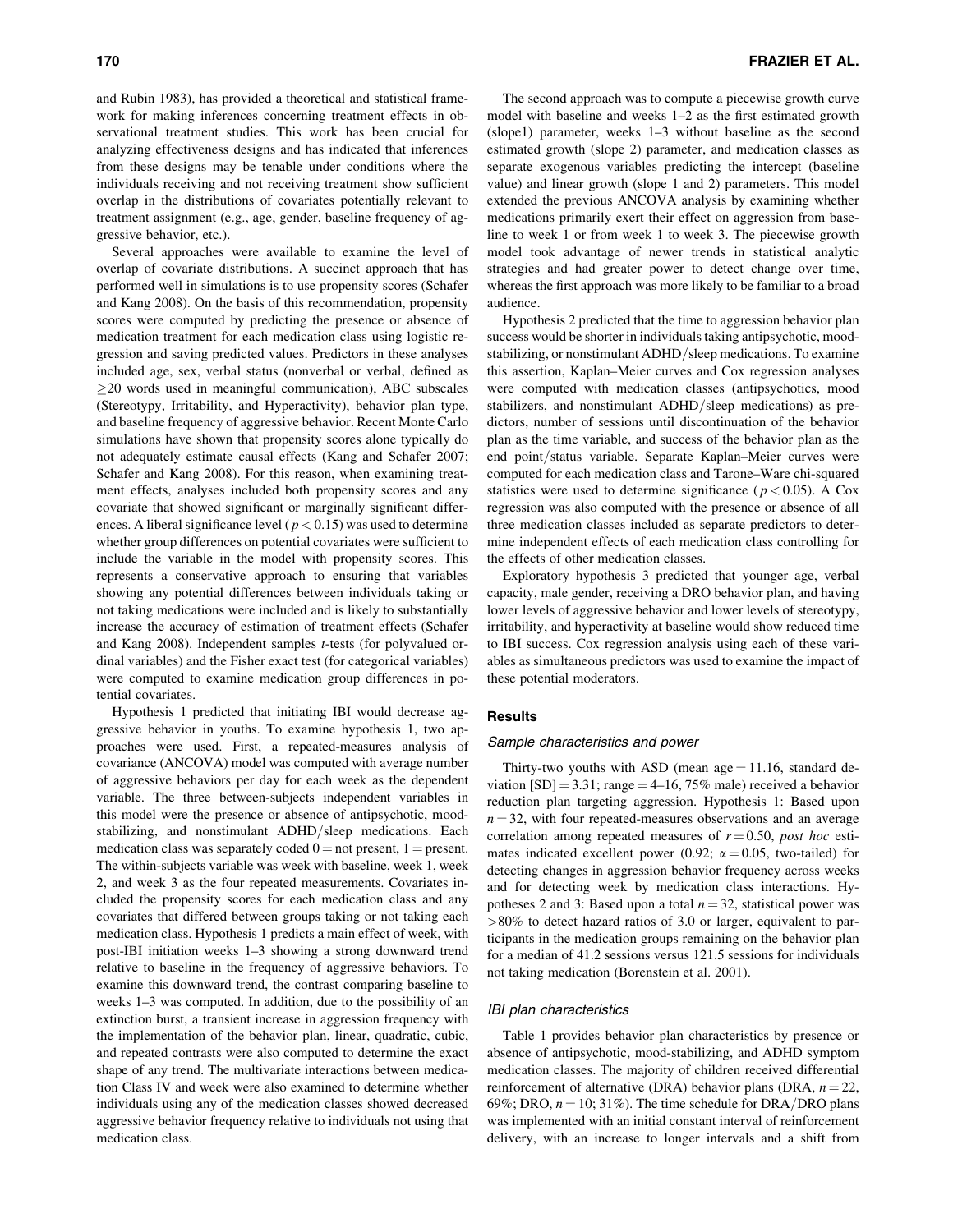and Rubin 1983), has provided a theoretical and statistical framework for making inferences concerning treatment effects in observational treatment studies. This work has been crucial for analyzing effectiveness designs and has indicated that inferences from these designs may be tenable under conditions where the individuals receiving and not receiving treatment show sufficient overlap in the distributions of covariates potentially relevant to treatment assignment (e.g., age, gender, baseline frequency of aggressive behavior, etc.).

Several approaches were available to examine the level of overlap of covariate distributions. A succinct approach that has performed well in simulations is to use propensity scores (Schafer and Kang 2008). On the basis of this recommendation, propensity scores were computed by predicting the presence or absence of medication treatment for each medication class using logistic regression and saving predicted values. Predictors in these analyses included age, sex, verbal status (nonverbal or verbal, defined as $\geq$20 words used in meaningful communication), ABC subscales (Stereotypy, Irritability, and Hyperactivity), behavior plan type, and baseline frequency of aggressive behavior. Recent Monte Carlo simulations have shown that propensity scores alone typically do not adequately estimate causal effects (Kang and Schafer 2007; Schafer and Kang 2008). For this reason, when examining treatment effects, analyses included both propensity scores and any covariate that showed significant or marginally significant differences. A liberal significance level ($p < 0.15$) was used to determine whether group differences on potential covariates were sufficient to include the variable in the model with propensity scores. This represents a conservative approach to ensuring that variables showing any potential differences between individuals taking or not taking medications were included and is likely to substantially increase the accuracy of estimation of treatment effects (Schafer and Kang 2008). Independent samples *t*-tests (for polyvalued ordinal variables) and the Fisher exact test (for categorical variables) were computed to examine medication group differences in potential covariates.

Hypothesis 1 predicted that initiating IBI would decrease aggressive behavior in youths. To examine hypothesis 1, two approaches were used. First, a repeated-measures analysis of covariance (ANCOVA) model was computed with average number of aggressive behaviors per day for each week as the dependent variable. The three between-subjects independent variables in this model were the presence or absence of antipsychotic, mood-stabilizing, and nonstimulant ADHD/sleep medications. Each medication class was separately coded 0 = not present, 1 = present. The within-subjects variable was week with baseline, week 1, week 2, and week 3 as the four repeated measurements. Covariates included the propensity scores for each medication class and any covariates that differed between groups taking or not taking each medication class. Hypothesis 1 predicts a main effect of week, with post-IBI initiation weeks 1–3 showing a strong downward trend relative to baseline in the frequency of aggressive behaviors. To examine this downward trend, the contrast comparing baseline to weeks 1–3 was computed. In addition, due to the possibility of an extinction burst, a transient increase in aggression frequency with the implementation of the behavior plan, linear, quadratic, cubic, and repeated contrasts were also computed to determine the exact shape of any trend. The multivariate interactions between medication Class IV and week were also examined to determine whether individuals using any of the medication classes showed decreased aggressive behavior frequency relative to individuals not using that medication class.

The second approach was to compute a piecewise growth curve model with baseline and weeks 1–2 as the first estimated growth (slope1) parameter, weeks 1–3 without baseline as the second estimated growth (slope 2) parameter, and medication classes as separate exogenous variables predicting the intercept (baseline value) and linear growth (slope 1 and 2) parameters. This model extended the previous ANCOVA analysis by examining whether medications primarily exert their effect on aggression from baseline to week 1 or from week 1 to week 3. The piecewise growth model took advantage of newer trends in statistical analytic strategies and had greater power to detect change over time, whereas the first approach was more likely to be familiar to a broad audience.

Hypothesis 2 predicted that the time to aggression behavior plan success would be shorter in individuals taking antipsychotic, mood-stabilizing, or nonstimulant ADHD/sleep medications. To examine this assertion, Kaplan–Meier curves and Cox regression analyses were computed with medication classes (antipsychotics, mood stabilizers, and nonstimulant ADHD/sleep medications) as predictors, number of sessions until discontinuation of the behavior plan as the time variable, and success of the behavior plan as the end point/status variable. Separate Kaplan–Meier curves were computed for each medication class and Tarone–Ware chi-squared statistics were used to determine significance ($p < 0.05$). A Cox regression was also computed with the presence or absence of all three medication classes included as separate predictors to determine independent effects of each medication class controlling for the effects of other medication classes.

Exploratory hypothesis 3 predicted that younger age, verbal capacity, male gender, receiving a DRO behavior plan, and having lower levels of aggressive behavior and lower levels of stereotypy, irritability, and hyperactivity at baseline would show reduced time to IBI success. Cox regression analysis using each of these variables as simultaneous predictors was used to examine the impact of these potential moderators.

## Results

### *Sample characteristics and power*

Thirty-two youths with ASD (mean age = 11.16, standard deviation [SD] = 3.31; range = 4–16, 75% male) received a behavior reduction plan targeting aggression. Hypothesis 1: Based upon $n = 32$, with four repeated-measures observations and an average correlation among repeated measures of $r = 0.50$, *post hoc* estimates indicated excellent power (0.92; $\alpha = 0.05$, two-tailed) for detecting changes in aggression behavior frequency across weeks and for detecting week by medication class interactions. Hypotheses 2 and 3: Based upon a total $n = 32$, statistical power was $>$80% to detect hazard ratios of 3.0 or larger, equivalent to participants in the medication groups remaining on the behavior plan for a median of 41.2 sessions versus 121.5 sessions for individuals not taking medication (Borenstein et al. 2001).

### *IBI plan characteristics*

Table 1 provides behavior plan characteristics by presence or absence of antipsychotic, mood-stabilizing, and ADHD symptom medication classes. The majority of children received differential reinforcement of alternative (DRA) behavior plans (DRA, $n = 22$, 69%; DRO, $n = 10$; 31%). The time schedule for DRA/DRO plans was implemented with an initial constant interval of reinforcement delivery, with an increase to longer intervals and a shift from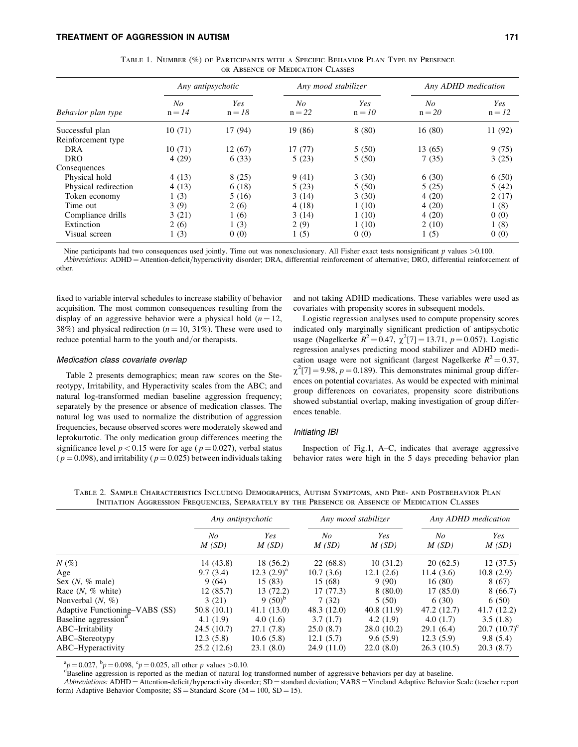Table 1. Number (%) of Participants with a Specific Behavior Plan Type by Presence or Absence of Medication Classes

| | Any antipsychotic | | Any mood stabilizer | | Any ADHD medication | |
|---|---|---|---|---|---|---|
| *Behavior plan type* | *No* n = *14* | *Yes* n = *18* | *No* n = *22* | *Yes* n = *10* | *No* n = *20* | *Yes* n = *12* |
| Successful plan | 10 (71) | 17 (94) | 19 (86) | 8 (80) | 16 (80) | 11 (92) |
| Reinforcement type | | | | | | |
| DRA | 10 (71) | 12 (67) | 17 (77) | 5 (50) | 13 (65) | 9 (75) |
| DRO | 4 (29) | 6 (33) | 5 (23) | 5 (50) | 7 (35) | 3 (25) |
| Consequences | | | | | | |
| Physical hold | 4 (13) | 8 (25) | 9 (41) | 3 (30) | 6 (30) | 6 (50) |
| Physical redirection | 4 (13) | 6 (18) | 5 (23) | 5 (50) | 5 (25) | 5 (42) |
| Token economy | 1 (3) | 5 (16) | 3 (14) | 3 (30) | 4 (20) | 2 (17) |
| Time out | 3 (9) | 2 (6) | 4 (18) | 1 (10) | 4 (20) | 1 (8) |
| Compliance drills | 3 (21) | 1 (6) | 3 (14) | 1 (10) | 4 (20) | 0 (0) |
| Extinction | 2 (6) | 1 (3) | 2 (9) | 1 (10) | 2 (10) | 1 (8) |
| Visual screen | 1 (3) | 0 (0) | 1 (5) | 0 (0) | 1 (5) | 0 (0) |

Nine participants had two consequences used jointly. Time out was nonexclusionary. All Fisher exact tests nonsignificant $p$ values >0.100.

*Abbreviations:* ADHD = Attention-deficit/hyperactivity disorder; DRA, differential reinforcement of alternative; DRO, differential reinforcement of other.

fixed to variable interval schedules to increase stability of behavior acquisition. The most common consequences resulting from the display of an aggressive behavior were a physical hold ($n = 12$, 38%) and physical redirection ($n = 10$, 31%). These were used to reduce potential harm to the youth and/or therapists.

### *Medication class covariate overlap*

Table 2 presents demographics; mean raw scores on the Stereotypy, Irritability, and Hyperactivity scales from the ABC; and natural log-transformed median baseline aggression frequency; separately by the presence or absence of medication classes. The natural log was used to normalize the distribution of aggression frequencies, because observed scores were moderately skewed and leptokurtotic. The only medication group differences meeting the significance level $p < 0.15$ were for age ($p = 0.027$), verbal status ($p = 0.098$), and irritability ($p = 0.025$) between individuals taking and not taking ADHD medications. These variables were used as covariates with propensity scores in subsequent models.

Logistic regression analyses used to compute propensity scores indicated only marginally significant prediction of antipsychotic usage (Nagelkerke $R^2 = 0.47$, $\chi^2[7] = 13.71$, $p = 0.057$). Logistic regression analyses predicting mood stabilizer and ADHD medication usage were not significant (largest Nagelkerke $R^2 = 0.37$, $\chi^2[7] = 9.98$, $p = 0.189$). This demonstrates minimal group differences on potential covariates. As would be expected with minimal group differences on covariates, propensity score distributions showed substantial overlap, making investigation of group differences tenable.

### *Initiating IBI*

Inspection of Fig.1, A–C, indicates that average aggressive behavior rates were high in the 5 days preceding behavior plan

Table 2. Sample Characteristics Including Demographics, Autism Symptoms, and Pre- and Postbehavior Plan Initiation Aggression Frequencies, Separately by the Presence or Absence of Medication Classes

| | Any antipsychotic | | Any mood stabilizer | | Any ADHD medication | |
|---|---|---|---|---|---|---|
| | *No* *M (SD)* | *Yes* *M (SD)* | *No* *M (SD)* | *Yes* *M (SD)* | *No* *M (SD)* | *Yes* *M (SD)* |
| *N* (%) | 14 (43.8) | 18 (56.2) | 22 (68.8) | 10 (31.2) | 20 (62.5) | 12 (37.5) |
| Age | 9.7 (3.4) | 12.3 (2.9)[a] | 10.7 (3.6) | 12.1 (2.6) | 11.4 (3.6) | 10.8 (2.9) |
| Sex (*N*, % male) | 9 (64) | 15 (83) | 15 (68) | 9 (90) | 16 (80) | 8 (67) |
| Race (*N*, % white) | 12 (85.7) | 13 (72.2) | 17 (77.3) | 8 (80.0) | 17 (85.0) | 8 (66.7) |
| Nonverbal (*N*, %) | 3 (21) | 9 (50)[b] | 7 (32) | 5 (50) | 6 (30) | 6 (50) |
| Adaptive Functioning–VABS (SS) | 50.8 (10.1) | 41.1 (13.0) | 48.3 (12.0) | 40.8 (11.9) | 47.2 (12.7) | 41.7 (12.2) |
| Baseline aggression[d] | 4.1 (1.9) | 4.0 (1.6) | 3.7 (1.7) | 4.2 (1.9) | 4.0 (1.7) | 3.5 (1.8) |
| ABC–Irritability | 24.5 (10.7) | 27.1 (7.8) | 25.0 (8.7) | 28.0 (10.2) | 29.1 (6.4) | 20.7 (10.7)[c] |
| ABC–Stereotypy | 12.3 (5.8) | 10.6 (5.8) | 12.1 (5.7) | 9.6 (5.9) | 12.3 (5.9) | 9.8 (5.4) |
| ABC–Hyperactivity | 25.2 (12.6) | 23.1 (8.0) | 24.9 (11.0) | 22.0 (8.0) | 26.3 (10.5) | 20.3 (8.7) |

[a]$p = 0.027$, [b]$p = 0.098$, [c]$p = 0.025$, all other $p$ values >0.10.

[d]Baseline aggression is reported as the median of natural log transformed number of aggressive behaviors per day at baseline.

*Abbreviations:* ADHD = Attention-deficit/hyperactivity disorder; SD = standard deviation; VABS = Vineland Adaptive Behavior Scale (teacher report form) Adaptive Behavior Composite; SS = Standard Score (M = 100, SD = 15).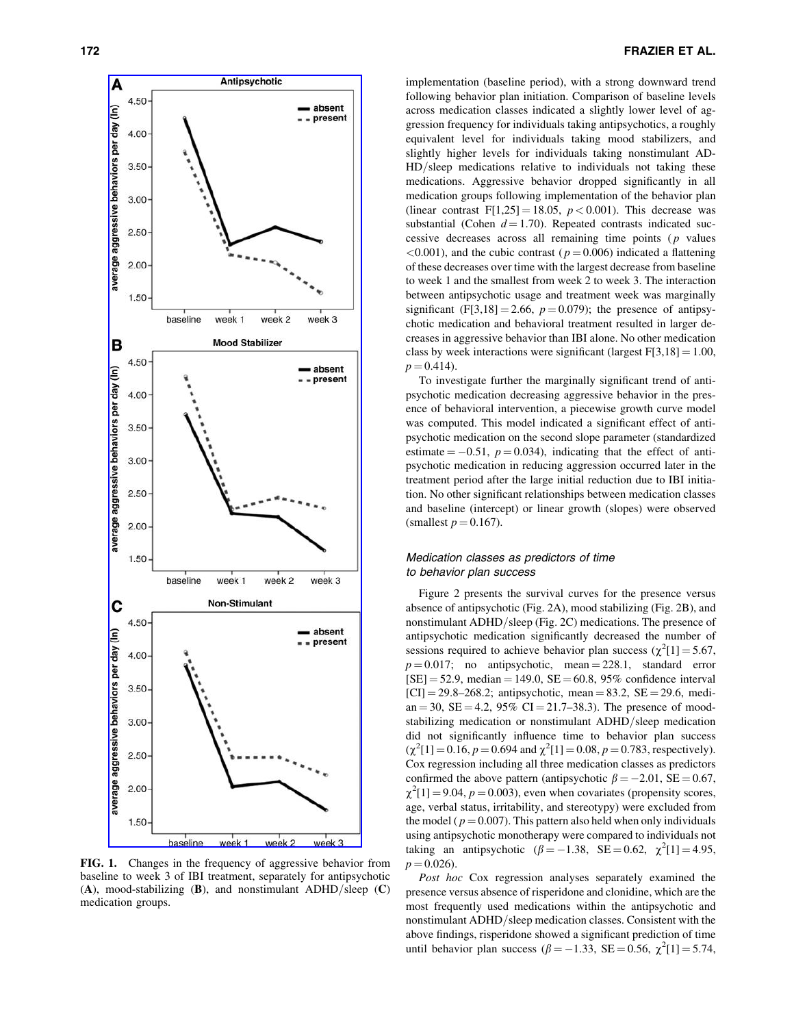FIG. 1. Changes in the frequency of aggressive behavior from baseline to week 3 of IBI treatment, separately for antipsychotic (**A**), mood-stabilizing (**B**), and nonstimulant ADHD/sleep (**C**) medication groups.

implementation (baseline period), with a strong downward trend following behavior plan initiation. Comparison of baseline levels across medication classes indicated a slightly lower level of aggression frequency for individuals taking antipsychotics, a roughly equivalent level for individuals taking mood stabilizers, and slightly higher levels for individuals taking nonstimulant ADHD/sleep medications relative to individuals not taking these medications. Aggressive behavior dropped significantly in all medication groups following implementation of the behavior plan (linear contrast $F[1,25] = 18.05$, $p < 0.001$). This decrease was substantial (Cohen $d = 1.70$). Repeated contrasts indicated successive decreases across all remaining time points ($p$ values $< 0.001$), and the cubic contrast ($p = 0.006$) indicated a flattening of these decreases over time with the largest decrease from baseline to week 1 and the smallest from week 2 to week 3. The interaction between antipsychotic usage and treatment week was marginally significant ($F[3,18] = 2.66$, $p = 0.079$); the presence of antipsychotic medication and behavioral treatment resulted in larger decreases in aggressive behavior than IBI alone. No other medication class by week interactions were significant (largest $F[3,18] = 1.00$, $p = 0.414$).

To investigate further the marginally significant trend of antipsychotic medication decreasing aggressive behavior in the presence of behavioral intervention, a piecewise growth curve model was computed. This model indicated a significant effect of antipsychotic medication on the second slope parameter (standardized estimate $= -0.51$, $p = 0.034$), indicating that the effect of antipsychotic medication in reducing aggression occurred later in the treatment period after the large initial reduction due to IBI initiation. No other significant relationships between medication classes and baseline (intercept) or linear growth (slopes) were observed (smallest $p = 0.167$).

### *Medication classes as predictors of time to behavior plan success*

Figure 2 presents the survival curves for the presence versus absence of antipsychotic (Fig. 2A), mood stabilizing (Fig. 2B), and nonstimulant ADHD/sleep (Fig. 2C) medications. The presence of antipsychotic medication significantly decreased the number of sessions required to achieve behavior plan success ($\chi^2[1] = 5.67$, $p = 0.017$; no antipsychotic, mean $= 228.1$, standard error [SE] $= 52.9$, median $= 149.0$, SE $= 60.8$, 95% confidence interval [CI] $= 29.8$–$268.2$; antipsychotic, mean $= 83.2$, SE $= 29.6$, median $= 30$, SE $= 4.2$, 95% CI $= 21.7$–$38.3$). The presence of mood-stabilizing medication or nonstimulant ADHD/sleep medication did not significantly influence time to behavior plan success ($\chi^2[1] = 0.16$, $p = 0.694$ and $\chi^2[1] = 0.08$, $p = 0.783$, respectively). Cox regression including all three medication classes as predictors confirmed the above pattern (antipsychotic $\beta = -2.01$, SE $= 0.67$, $\chi^2[1] = 9.04$, $p = 0.003$), even when covariates (propensity scores, age, verbal status, irritability, and stereotypy) were excluded from the model ($p = 0.007$). This pattern also held when only individuals using antipsychotic monotherapy were compared to individuals not taking an antipsychotic ($\beta = -1.38$, SE $= 0.62$, $\chi^2[1] = 4.95$, $p = 0.026$).

*Post hoc* Cox regression analyses separately examined the presence versus absence of risperidone and clonidine, which are the most frequently used medications within the antipsychotic and nonstimulant ADHD/sleep medication classes. Consistent with the above findings, risperidone showed a significant prediction of time until behavior plan success ($\beta = -1.33$, SE $= 0.56$, $\chi^2[1] = 5.74$,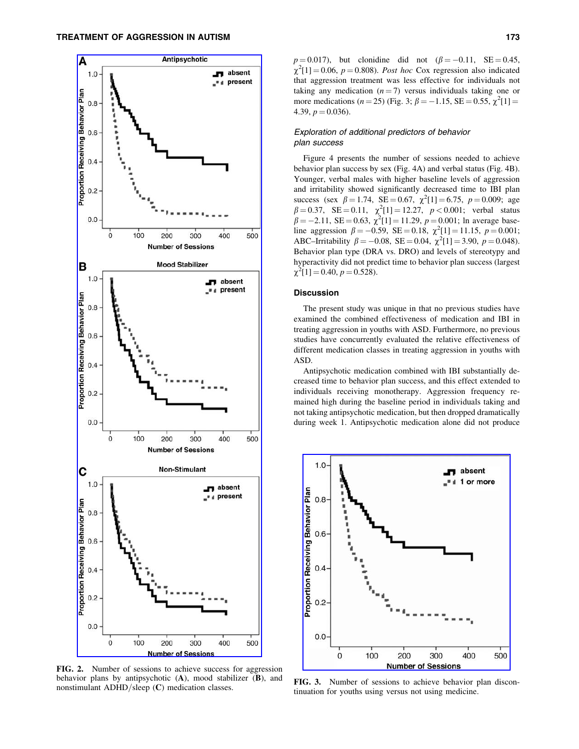FIG. 2. Number of sessions to achieve success for aggression behavior plans by antipsychotic (**A**), mood stabilizer (**B**), and nonstimulant ADHD/sleep (**C**) medication classes.

$p = 0.017$), but clonidine did not ($\beta = -0.11$, SE = 0.45, $\chi^2[1] = 0.06$, $p = 0.808$). *Post hoc* Cox regression also indicated that aggression treatment was less effective for individuals not taking any medication ($n = 7$) versus individuals taking one or more medications ($n = 25$) (Fig. 3; $\beta = -1.15$, SE = 0.55, $\chi^2[1] = 4.39$, $p = 0.036$).

### *Exploration of additional predictors of behavior plan success*

Figure 4 presents the number of sessions needed to achieve behavior plan success by sex (Fig. 4A) and verbal status (Fig. 4B). Younger, verbal males with higher baseline levels of aggression and irritability showed significantly decreased time to IBI plan success (sex $\beta = 1.74$, SE = 0.67, $\chi^2[1] = 6.75$, $p = 0.009$; age $\beta = 0.37$, SE = 0.11, $\chi^2[1] = 12.27$, $p < 0.001$; verbal status $\beta = -2.11$, SE = 0.63, $\chi^2[1] = 11.29$, $p = 0.001$; ln average baseline aggression $\beta = -0.59$, SE = 0.18, $\chi^2[1] = 11.15$, $p = 0.001$; ABC–Irritability $\beta = -0.08$, SE = 0.04, $\chi^2[1] = 3.90$, $p = 0.048$). Behavior plan type (DRA vs. DRO) and levels of stereotypy and hyperactivity did not predict time to behavior plan success (largest $\chi^2[1] = 0.40$, $p = 0.528$).

## Discussion

The present study was unique in that no previous studies have examined the combined effectiveness of medication and IBI in treating aggression in youths with ASD. Furthermore, no previous studies have concurrently evaluated the relative effectiveness of different medication classes in treating aggression in youths with ASD.

Antipsychotic medication combined with IBI substantially decreased time to behavior plan success, and this effect extended to individuals receiving monotherapy. Aggression frequency remained high during the baseline period in individuals taking and not taking antipsychotic medication, but then dropped dramatically during week 1. Antipsychotic medication alone did not produce

FIG. 3. Number of sessions to achieve behavior plan discontinuation for youths using versus not using medicine.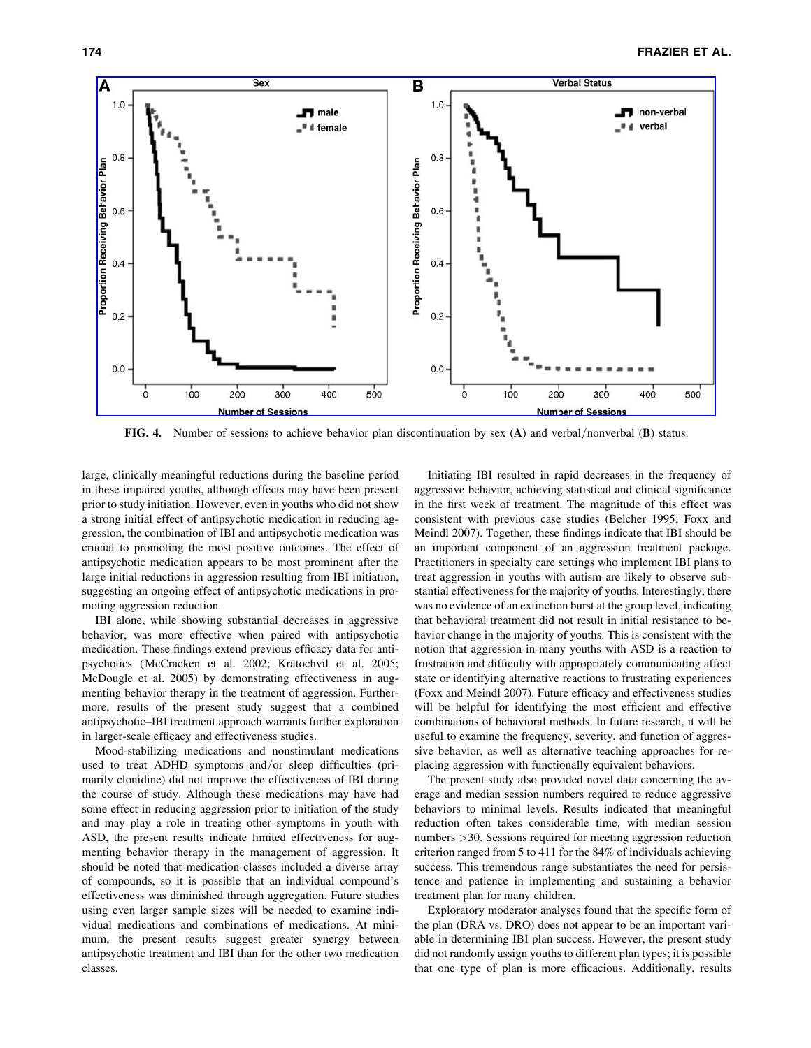A

Sex

1.0

0.8

0.6

0.4

0.2

0.0

Proportion Receiving Behavior Plan

male

female

0 100 200 300 400 500

Number of Sessions

B

Verbal Status

1.0

0.8

0.6

0.4

0.2

0.0

Proportion Receiving Behavior Plan

non-verbal

verbal

0 100 200 300 400 500

Number of Sessions

**FIG. 4.** Number of sessions to achieve behavior plan discontinuation by sex (**A**) and verbal/nonverbal (**B**) status.

large, clinically meaningful reductions during the baseline period in these impaired youths, although effects may have been present prior to study initiation. However, even in youths who did not show a strong initial effect of antipsychotic medication in reducing aggression, the combination of IBI and antipsychotic medication was crucial to promoting the most positive outcomes. The effect of antipsychotic medication appears to be most prominent after the large initial reductions in aggression resulting from IBI initiation, suggesting an ongoing effect of antipsychotic medications in promoting aggression reduction.

IBI alone, while showing substantial decreases in aggressive behavior, was more effective when paired with antipsychotic medication. These findings extend previous efficacy data for antipsychotics (McCracken et al. 2002; Kratochvil et al. 2005; McDougle et al. 2005) by demonstrating effectiveness in augmenting behavior therapy in the treatment of aggression. Furthermore, results of the present study suggest that a combined antipsychotic–IBI treatment approach warrants further exploration in larger-scale efficacy and effectiveness studies.

Mood-stabilizing medications and nonstimulant medications used to treat ADHD symptoms and/or sleep difficulties (primarily clonidine) did not improve the effectiveness of IBI during the course of study. Although these medications may have had some effect in reducing aggression prior to initiation of the study and may play a role in treating other symptoms in youth with ASD, the present results indicate limited effectiveness for augmenting behavior therapy in the management of aggression. It should be noted that medication classes included a diverse array of compounds, so it is possible that an individual compound's effectiveness was diminished through aggregation. Future studies using even larger sample sizes will be needed to examine individual medications and combinations of medications. At minimum, the present results suggest greater synergy between antipsychotic treatment and IBI than for the other two medication classes.

Initiating IBI resulted in rapid decreases in the frequency of aggressive behavior, achieving statistical and clinical significance in the first week of treatment. The magnitude of this effect was consistent with previous case studies (Belcher 1995; Foxx and Meindl 2007). Together, these findings indicate that IBI should be an important component of an aggression treatment package. Practitioners in specialty care settings who implement IBI plans to treat aggression in youths with autism are likely to observe substantial effectiveness for the majority of youths. Interestingly, there was no evidence of an extinction burst at the group level, indicating that behavioral treatment did not result in initial resistance to behavior change in the majority of youths. This is consistent with the notion that aggression in many youths with ASD is a reaction to frustration and difficulty with appropriately communicating affect state or identifying alternative reactions to frustrating experiences (Foxx and Meindl 2007). Future efficacy and effectiveness studies will be helpful for identifying the most efficient and effective combinations of behavioral methods. In future research, it will be useful to examine the frequency, severity, and function of aggressive behavior, as well as alternative teaching approaches for replacing aggression with functionally equivalent behaviors.

The present study also provided novel data concerning the average and median session numbers required to reduce aggressive behaviors to minimal levels. Results indicated that meaningful reduction often takes considerable time, with median session numbers >30. Sessions required for meeting aggression reduction criterion ranged from 5 to 411 for the 84% of individuals achieving success. This tremendous range substantiates the need for persistence and patience in implementing and sustaining a behavior treatment plan for many children.

Exploratory moderator analyses found that the specific form of the plan (DRA vs. DRO) does not appear to be an important variable in determining IBI plan success. However, the present study did not randomly assign youths to different plan types; it is possible that one type of plan is more efficacious. Additionally, results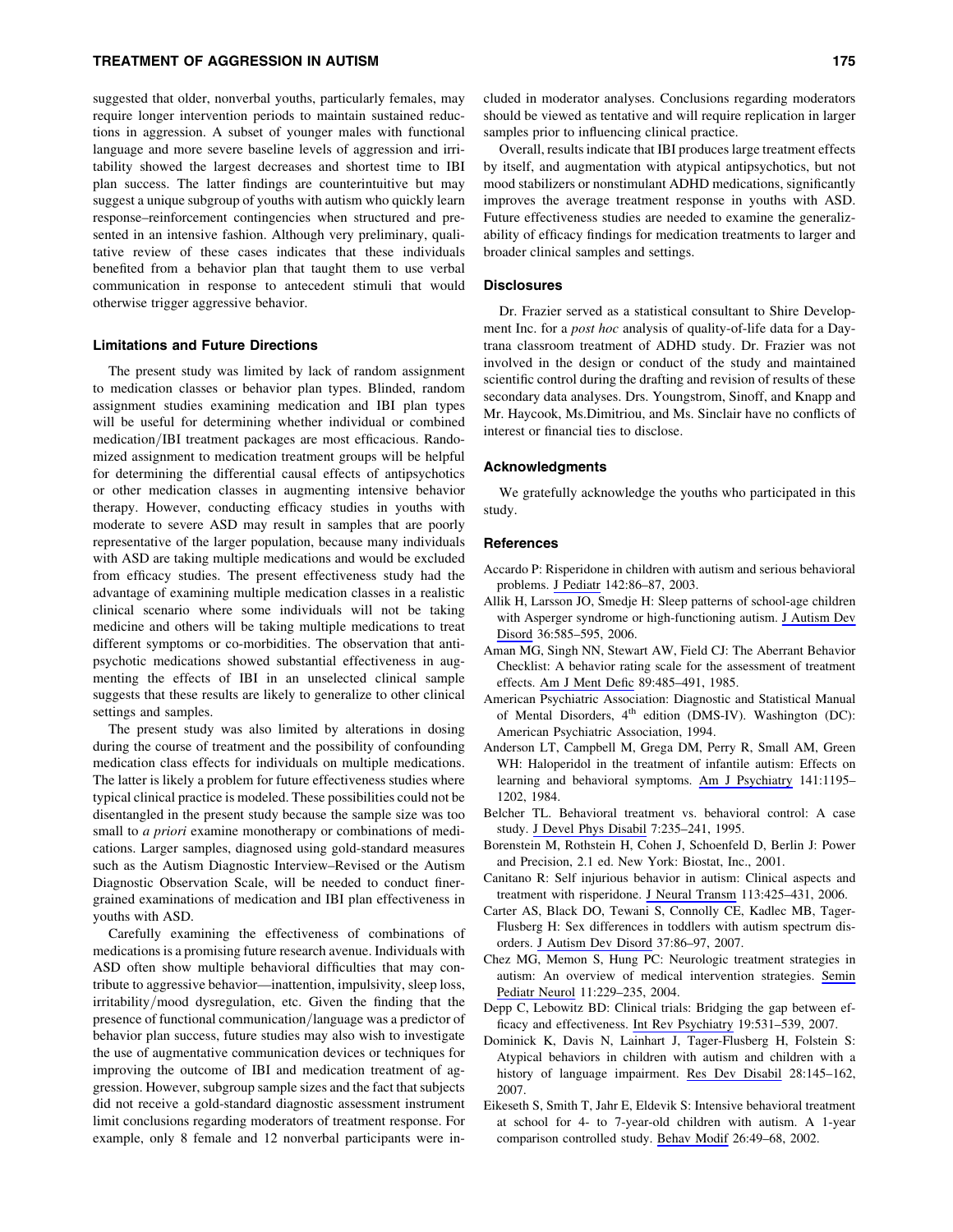suggested that older, nonverbal youths, particularly females, may require longer intervention periods to maintain sustained reductions in aggression. A subset of younger males with functional language and more severe baseline levels of aggression and irritability showed the largest decreases and shortest time to IBI plan success. The latter findings are counterintuitive but may suggest a unique subgroup of youths with autism who quickly learn response–reinforcement contingencies when structured and presented in an intensive fashion. Although very preliminary, qualitative review of these cases indicates that these individuals benefited from a behavior plan that taught them to use verbal communication in response to antecedent stimuli that would otherwise trigger aggressive behavior.

### Limitations and Future Directions

The present study was limited by lack of random assignment to medication classes or behavior plan types. Blinded, random assignment studies examining medication and IBI plan types will be useful for determining whether individual or combined medication/IBI treatment packages are most efficacious. Randomized assignment to medication treatment groups will be helpful for determining the differential causal effects of antipsychotics or other medication classes in augmenting intensive behavior therapy. However, conducting efficacy studies in youths with moderate to severe ASD may result in samples that are poorly representative of the larger population, because many individuals with ASD are taking multiple medications and would be excluded from efficacy studies. The present effectiveness study had the advantage of examining multiple medication classes in a realistic clinical scenario where some individuals will not be taking medicine and others will be taking multiple medications to treat different symptoms or co-morbidities. The observation that antipsychotic medications showed substantial effectiveness in augmenting the effects of IBI in an unselected clinical sample suggests that these results are likely to generalize to other clinical settings and samples.

The present study was also limited by alterations in dosing during the course of treatment and the possibility of confounding medication class effects for individuals on multiple medications. The latter is likely a problem for future effectiveness studies where typical clinical practice is modeled. These possibilities could not be disentangled in the present study because the sample size was too small to *a priori* examine monotherapy or combinations of medications. Larger samples, diagnosed using gold-standard measures such as the Autism Diagnostic Interview–Revised or the Autism Diagnostic Observation Scale, will be needed to conduct finer-grained examinations of medication and IBI plan effectiveness in youths with ASD.

Carefully examining the effectiveness of combinations of medications is a promising future research avenue. Individuals with ASD often show multiple behavioral difficulties that may contribute to aggressive behavior—inattention, impulsivity, sleep loss, irritability/mood dysregulation, etc. Given the finding that the presence of functional communication/language was a predictor of behavior plan success, future studies may also wish to investigate the use of augmentative communication devices or techniques for improving the outcome of IBI and medication treatment of aggression. However, subgroup sample sizes and the fact that subjects did not receive a gold-standard diagnostic assessment instrument limit conclusions regarding moderators of treatment response. For example, only 8 female and 12 nonverbal participants were included in moderator analyses. Conclusions regarding moderators should be viewed as tentative and will require replication in larger samples prior to influencing clinical practice.

Overall, results indicate that IBI produces large treatment effects by itself, and augmentation with atypical antipsychotics, but not mood stabilizers or nonstimulant ADHD medications, significantly improves the average treatment response in youths with ASD. Future effectiveness studies are needed to examine the generalizability of efficacy findings for medication treatments to larger and broader clinical samples and settings.

### Disclosures

Dr. Frazier served as a statistical consultant to Shire Development Inc. for a *post hoc* analysis of quality-of-life data for a Daytrana classroom treatment of ADHD study. Dr. Frazier was not involved in the design or conduct of the study and maintained scientific control during the drafting and revision of results of these secondary data analyses. Drs. Youngstrom, Sinoff, and Knapp and Mr. Haycook, Ms.Dimitriou, and Ms. Sinclair have no conflicts of interest or financial ties to disclose.

### Acknowledgments

We gratefully acknowledge the youths who participated in this study.

### References

Accardo P: Risperidone in children with autism and serious behavioral problems. J Pediatr 142:86–87, 2003.

Allik H, Larsson JO, Smedje H: Sleep patterns of school-age children with Asperger syndrome or high-functioning autism. J Autism Dev Disord 36:585–595, 2006.

Aman MG, Singh NN, Stewart AW, Field CJ: The Aberrant Behavior Checklist: A behavior rating scale for the assessment of treatment effects. Am J Ment Defic 89:485–491, 1985.

American Psychiatric Association: Diagnostic and Statistical Manual of Mental Disorders, 4th edition (DMS-IV). Washington (DC): American Psychiatric Association, 1994.

Anderson LT, Campbell M, Grega DM, Perry R, Small AM, Green WH: Haloperidol in the treatment of infantile autism: Effects on learning and behavioral symptoms. Am J Psychiatry 141:1195–1202, 1984.

Belcher TL. Behavioral treatment vs. behavioral control: A case study. J Devel Phys Disabil 7:235–241, 1995.

Borenstein M, Rothstein H, Cohen J, Schoenfeld D, Berlin J: Power and Precision, 2.1 ed. New York: Biostat, Inc., 2001.

Canitano R: Self injurious behavior in autism: Clinical aspects and treatment with risperidone. J Neural Transm 113:425–431, 2006.

Carter AS, Black DO, Tewani S, Connolly CE, Kadlec MB, Tager-Flusberg H: Sex differences in toddlers with autism spectrum disorders. J Autism Dev Disord 37:86–97, 2007.

Chez MG, Memon S, Hung PC: Neurologic treatment strategies in autism: An overview of medical intervention strategies. Semin Pediatr Neurol 11:229–235, 2004.

Depp C, Lebowitz BD: Clinical trials: Bridging the gap between efficacy and effectiveness. Int Rev Psychiatry 19:531–539, 2007.

Dominick K, Davis N, Lainhart J, Tager-Flusberg H, Folstein S: Atypical behaviors in children with autism and children with a history of language impairment. Res Dev Disabil 28:145–162, 2007.

Eikeseth S, Smith T, Jahr E, Eldevik S: Intensive behavioral treatment at school for 4- to 7-year-old children with autism. A 1-year comparison controlled study. Behav Modif 26:49–68, 2002.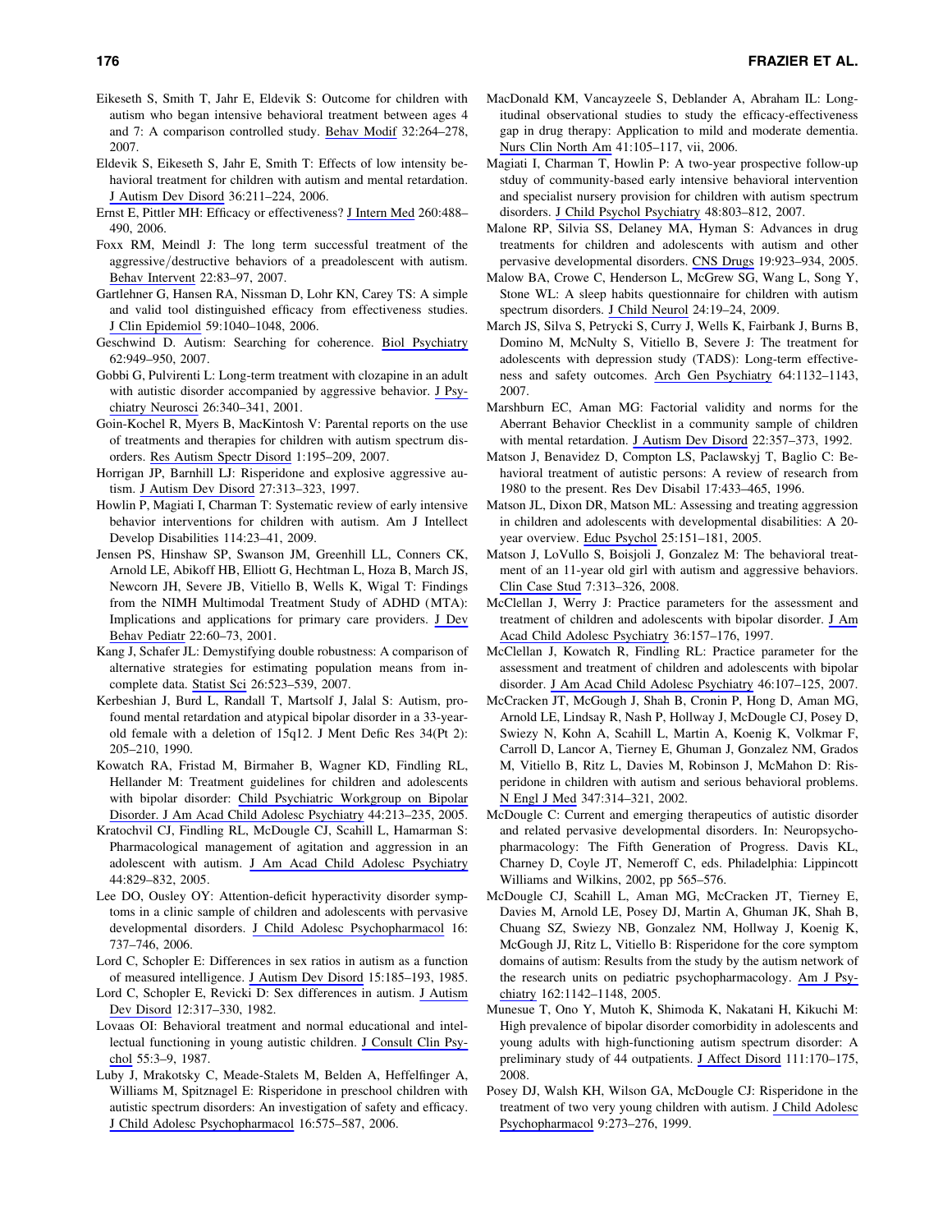Eikeseth S, Smith T, Jahr E, Eldevik S: Outcome for children with autism who began intensive behavioral treatment between ages 4 and 7: A comparison controlled study. Behav Modif 32:264–278, 2007.

Eldevik S, Eikeseth S, Jahr E, Smith T: Effects of low intensity behavioral treatment for children with autism and mental retardation. J Autism Dev Disord 36:211–224, 2006.

Ernst E, Pittler MH: Efficacy or effectiveness? J Intern Med 260:488–490, 2006.

Foxx RM, Meindl J: The long term successful treatment of the aggressive/destructive behaviors of a preadolescent with autism. Behav Intervent 22:83–97, 2007.

Gartlehner G, Hansen RA, Nissman D, Lohr KN, Carey TS: A simple and valid tool distinguished efficacy from effectiveness studies. J Clin Epidemiol 59:1040–1048, 2006.

Geschwind D. Autism: Searching for coherence. Biol Psychiatry 62:949–950, 2007.

Gobbi G, Pulvirenti L: Long-term treatment with clozapine in an adult with autistic disorder accompanied by aggressive behavior. J Psychiatry Neurosci 26:340–341, 2001.

Goin-Kochel R, Myers B, MacKintosh V: Parental reports on the use of treatments and therapies for children with autism spectrum disorders. Res Autism Spectr Disord 1:195–209, 2007.

Horrigan JP, Barnhill LJ: Risperidone and explosive aggressive autism. J Autism Dev Disord 27:313–323, 1997.

Howlin P, Magiati I, Charman T: Systematic review of early intensive behavior interventions for children with autism. Am J Intellect Develop Disabilities 114:23–41, 2009.

Jensen PS, Hinshaw SP, Swanson JM, Greenhill LL, Conners CK, Arnold LE, Abikoff HB, Elliott G, Hechtman L, Hoza B, March JS, Newcorn JH, Severe JB, Vitiello B, Wells K, Wigal T: Findings from the NIMH Multimodal Treatment Study of ADHD (MTA): Implications and applications for primary care providers. J Dev Behav Pediatr 22:60–73, 2001.

Kang J, Schafer JL: Demystifying double robustness: A comparison of alternative strategies for estimating population means from incomplete data. Statist Sci 26:523–539, 2007.

Kerbeshian J, Burd L, Randall T, Martsolf J, Jalal S: Autism, profound mental retardation and atypical bipolar disorder in a 33-year-old female with a deletion of 15q12. J Ment Defic Res 34(Pt 2): 205–210, 1990.

Kowatch RA, Fristad M, Birmaher B, Wagner KD, Findling RL, Hellander M: Treatment guidelines for children and adolescents with bipolar disorder: Child Psychiatric Workgroup on Bipolar Disorder. J Am Acad Child Adolesc Psychiatry 44:213–235, 2005.

Kratochvil CJ, Findling RL, McDougle CJ, Scahill L, Hamarman S: Pharmacological management of agitation and aggression in an adolescent with autism. J Am Acad Child Adolesc Psychiatry 44:829–832, 2005.

Lee DO, Ousley OY: Attention-deficit hyperactivity disorder symptoms in a clinic sample of children and adolescents with pervasive developmental disorders. J Child Adolesc Psychopharmacol 16: 737–746, 2006.

Lord C, Schopler E: Differences in sex ratios in autism as a function of measured intelligence. J Autism Dev Disord 15:185–193, 1985.

Lord C, Schopler E, Revicki D: Sex differences in autism. J Autism Dev Disord 12:317–330, 1982.

Lovaas OI: Behavioral treatment and normal educational and intellectual functioning in young autistic children. J Consult Clin Psychol 55:3–9, 1987.

Luby J, Mrakotsky C, Meade-Stalets M, Belden A, Heffelfinger A, Williams M, Spitznagel E: Risperidone in preschool children with autistic spectrum disorders: An investigation of safety and efficacy. J Child Adolesc Psychopharmacol 16:575–587, 2006.

MacDonald KM, Vancayzeele S, Deblander A, Abraham IL: Longitudinal observational studies to study the efficacy-effectiveness gap in drug therapy: Application to mild and moderate dementia. Nurs Clin North Am 41:105–117, vii, 2006.

Magiati I, Charman T, Howlin P: A two-year prospective follow-up stduy of community-based early intensive behavioral intervention and specialist nursery provision for children with autism spectrum disorders. J Child Psychol Psychiatry 48:803–812, 2007.

Malone RP, Silvia SS, Delaney MA, Hyman S: Advances in drug treatments for children and adolescents with autism and other pervasive developmental disorders. CNS Drugs 19:923–934, 2005.

Malow BA, Crowe C, Henderson L, McGrew SG, Wang L, Song Y, Stone WL: A sleep habits questionnaire for children with autism spectrum disorders. J Child Neurol 24:19–24, 2009.

March JS, Silva S, Petrycki S, Curry J, Wells K, Fairbank J, Burns B, Domino M, McNulty S, Vitiello B, Severe J: The treatment for adolescents with depression study (TADS): Long-term effectiveness and safety outcomes. Arch Gen Psychiatry 64:1132–1143, 2007.

Marshburn EC, Aman MG: Factorial validity and norms for the Aberrant Behavior Checklist in a community sample of children with mental retardation. J Autism Dev Disord 22:357–373, 1992.

Matson J, Benavidez D, Compton LS, Paclawskyj T, Baglio C: Behavioral treatment of autistic persons: A review of research from 1980 to the present. Res Dev Disabil 17:433–465, 1996.

Matson JL, Dixon DR, Matson ML: Assessing and treating aggression in children and adolescents with developmental disabilities: A 20-year overview. Educ Psychol 25:151–181, 2005.

Matson J, LoVullo S, Boisjoli J, Gonzalez M: The behavioral treatment of an 11-year old girl with autism and aggressive behaviors. Clin Case Stud 7:313–326, 2008.

McClellan J, Werry J: Practice parameters for the assessment and treatment of children and adolescents with bipolar disorder. J Am Acad Child Adolesc Psychiatry 36:157–176, 1997.

McClellan J, Kowatch R, Findling RL: Practice parameter for the assessment and treatment of children and adolescents with bipolar disorder. J Am Acad Child Adolesc Psychiatry 46:107–125, 2007.

McCracken JT, McGough J, Shah B, Cronin P, Hong D, Aman MG, Arnold LE, Lindsay R, Nash P, Hollway J, McDougle CJ, Posey D, Swiezy N, Kohn A, Scahill L, Martin A, Koenig K, Volkmar F, Carroll D, Lancor A, Tierney E, Ghuman J, Gonzalez NM, Grados M, Vitiello B, Ritz L, Davies M, Robinson J, McMahon D: Risperidone in children with autism and serious behavioral problems. N Engl J Med 347:314–321, 2002.

McDougle C: Current and emerging therapeutics of autistic disorder and related pervasive developmental disorders. In: Neuropsychopharmacology: The Fifth Generation of Progress. Davis KL, Charney D, Coyle JT, Nemeroff C, eds. Philadelphia: Lippincott Williams and Wilkins, 2002, pp 565–576.

McDougle CJ, Scahill L, Aman MG, McCracken JT, Tierney E, Davies M, Arnold LE, Posey DJ, Martin A, Ghuman JK, Shah B, Chuang SZ, Swiezy NB, Gonzalez NM, Hollway J, Koenig K, McGough JJ, Ritz L, Vitiello B: Risperidone for the core symptom domains of autism: Results from the study by the autism network of the research units on pediatric psychopharmacology. Am J Psychiatry 162:1142–1148, 2005.

Munesue T, Ono Y, Mutoh K, Shimoda K, Nakatani H, Kikuchi M: High prevalence of bipolar disorder comorbidity in adolescents and young adults with high-functioning autism spectrum disorder: A preliminary study of 44 outpatients. J Affect Disord 111:170–175, 2008.

Posey DJ, Walsh KH, Wilson GA, McDougle CJ: Risperidone in the treatment of two very young children with autism. J Child Adolesc Psychopharmacol 9:273–276, 1999.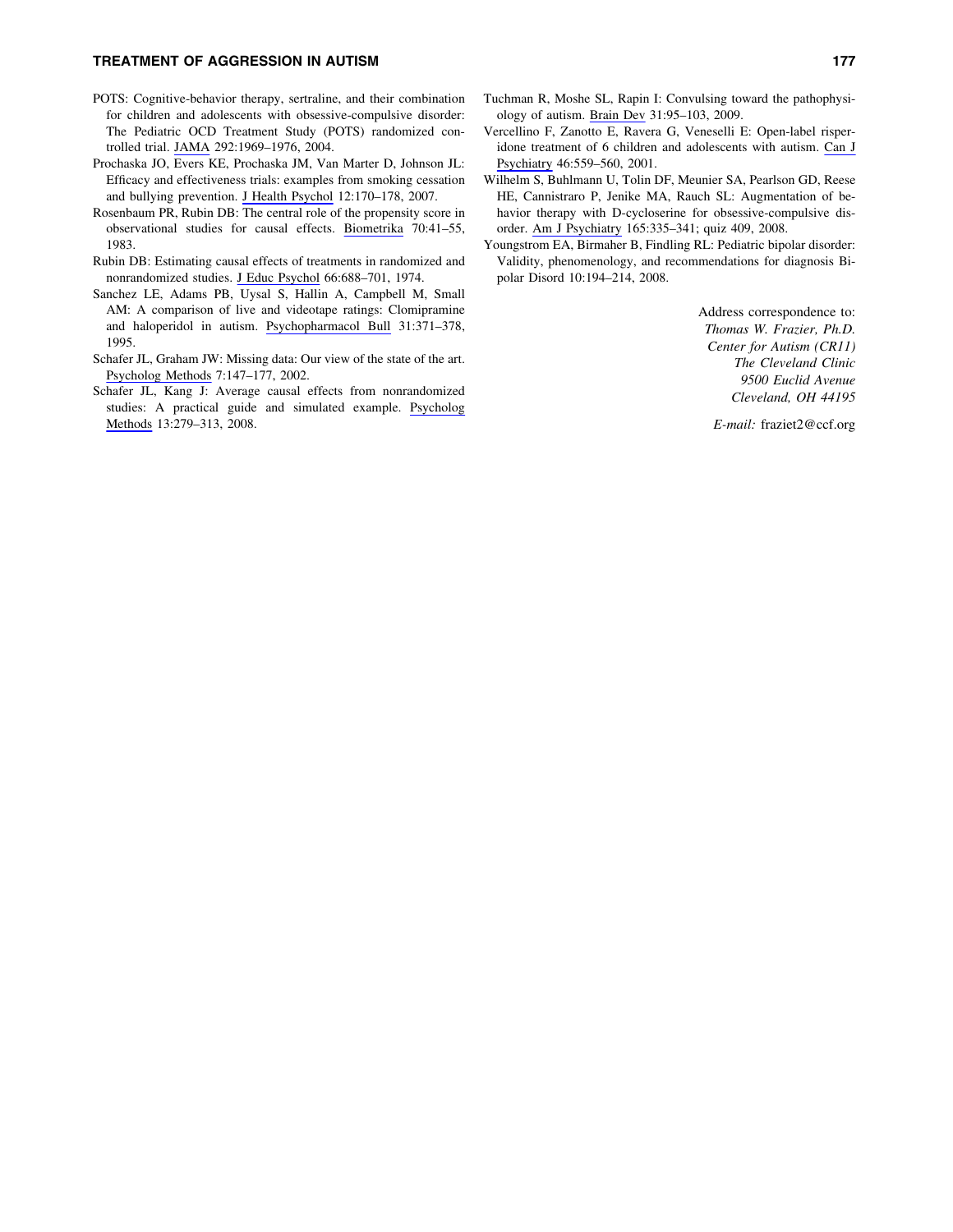POTS: Cognitive-behavior therapy, sertraline, and their combination for children and adolescents with obsessive-compulsive disorder: The Pediatric OCD Treatment Study (POTS) randomized controlled trial. JAMA 292:1969–1976, 2004.

Prochaska JO, Evers KE, Prochaska JM, Van Marter D, Johnson JL: Efficacy and effectiveness trials: examples from smoking cessation and bullying prevention. J Health Psychol 12:170–178, 2007.

Rosenbaum PR, Rubin DB: The central role of the propensity score in observational studies for causal effects. Biometrika 70:41–55, 1983.

Rubin DB: Estimating causal effects of treatments in randomized and nonrandomized studies. J Educ Psychol 66:688–701, 1974.

Sanchez LE, Adams PB, Uysal S, Hallin A, Campbell M, Small AM: A comparison of live and videotape ratings: Clomipramine and haloperidol in autism. Psychopharmacol Bull 31:371–378, 1995.

Schafer JL, Graham JW: Missing data: Our view of the state of the art. Psycholog Methods 7:147–177, 2002.

Schafer JL, Kang J: Average causal effects from nonrandomized studies: A practical guide and simulated example. Psycholog Methods 13:279–313, 2008.

Tuchman R, Moshe SL, Rapin I: Convulsing toward the pathophysiology of autism. Brain Dev 31:95–103, 2009.

Vercellino F, Zanotto E, Ravera G, Veneselli E: Open-label risperidone treatment of 6 children and adolescents with autism. Can J Psychiatry 46:559–560, 2001.

Wilhelm S, Buhlmann U, Tolin DF, Meunier SA, Pearlson GD, Reese HE, Cannistraro P, Jenike MA, Rauch SL: Augmentation of behavior therapy with D-cycloserine for obsessive-compulsive disorder. Am J Psychiatry 165:335–341; quiz 409, 2008.

Youngstrom EA, Birmaher B, Findling RL: Pediatric bipolar disorder: Validity, phenomenology, and recommendations for diagnosis Bipolar Disord 10:194–214, 2008.

Address correspondence to:
*Thomas W. Frazier, Ph.D.*
*Center for Autism (CR11)*
*The Cleveland Clinic*
*9500 Euclid Avenue*
*Cleveland, OH 44195*

*E-mail:* fraziet2@ccf.org